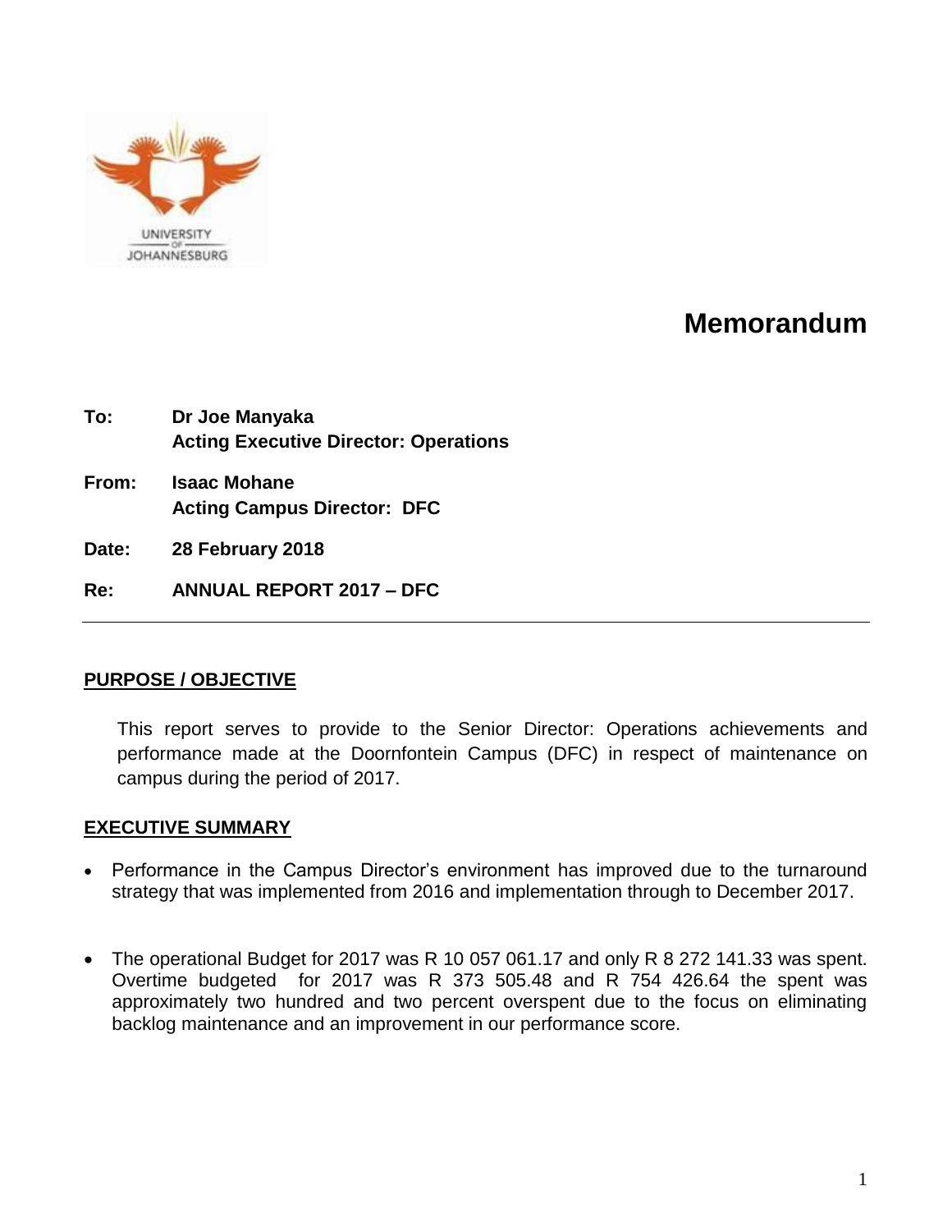# Memorandum

**To:** **Dr Joe Manyaka**
**Acting Executive Director: Operations**

**From:** **Isaac Mohane**
**Acting Campus Director: DFC**

**Date:** **28 February 2018**

**Re:** **ANNUAL REPORT 2017 – DFC**

---

## PURPOSE / OBJECTIVE

This report serves to provide to the Senior Director: Operations achievements and performance made at the Doornfontein Campus (DFC) in respect of maintenance on campus during the period of 2017.

## EXECUTIVE SUMMARY

- Performance in the Campus Director's environment has improved due to the turnaround strategy that was implemented from 2016 and implementation through to December 2017.

- The operational Budget for 2017 was R 10 057 061.17 and only R 8 272 141.33 was spent. Overtime budgeted for 2017 was R 373 505.48 and R 754 426.64 the spent was approximately two hundred and two percent overspent due to the focus on eliminating backlog maintenance and an improvement in our performance score.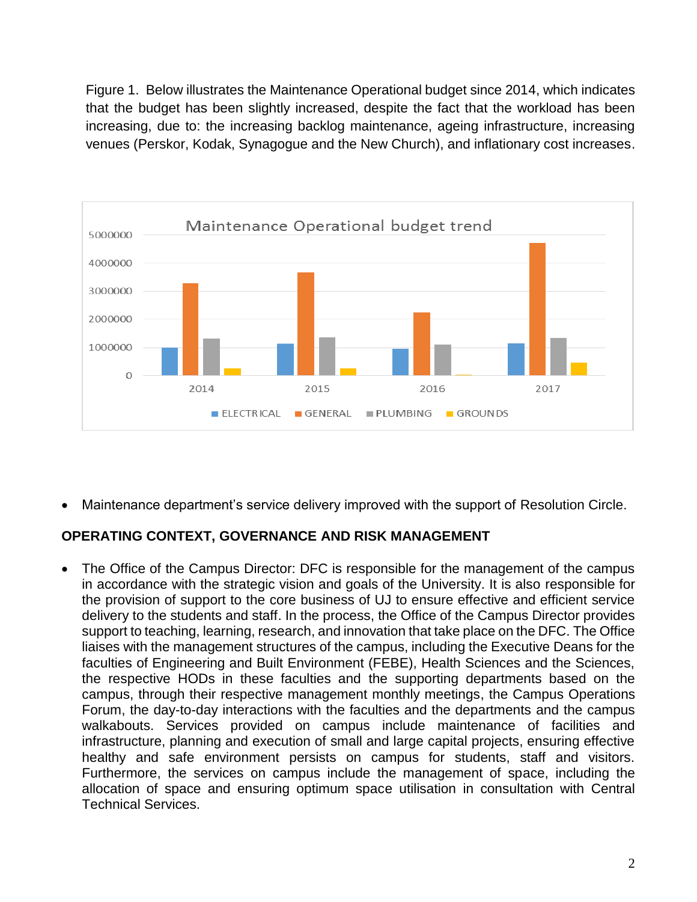Figure 1. Below illustrates the Maintenance Operational budget since 2014, which indicates that the budget has been slightly increased, despite the fact that the workload has been increasing, due to: the increasing backlog maintenance, ageing infrastructure, increasing venues (Perskor, Kodak, Synagogue and the New Church), and inflationary cost increases.

- Maintenance department's service delivery improved with the support of Resolution Circle.

## OPERATING CONTEXT, GOVERNANCE AND RISK MANAGEMENT

- The Office of the Campus Director: DFC is responsible for the management of the campus in accordance with the strategic vision and goals of the University. It is also responsible for the provision of support to the core business of UJ to ensure effective and efficient service delivery to the students and staff. In the process, the Office of the Campus Director provides support to teaching, learning, research, and innovation that take place on the DFC. The Office liaises with the management structures of the campus, including the Executive Deans for the faculties of Engineering and Built Environment (FEBE), Health Sciences and the Sciences, the respective HODs in these faculties and the supporting departments based on the campus, through their respective management monthly meetings, the Campus Operations Forum, the day-to-day interactions with the faculties and the departments and the campus walkabouts. Services provided on campus include maintenance of facilities and infrastructure, planning and execution of small and large capital projects, ensuring effective healthy and safe environment persists on campus for students, staff and visitors. Furthermore, the services on campus include the management of space, including the allocation of space and ensuring optimum space utilisation in consultation with Central Technical Services.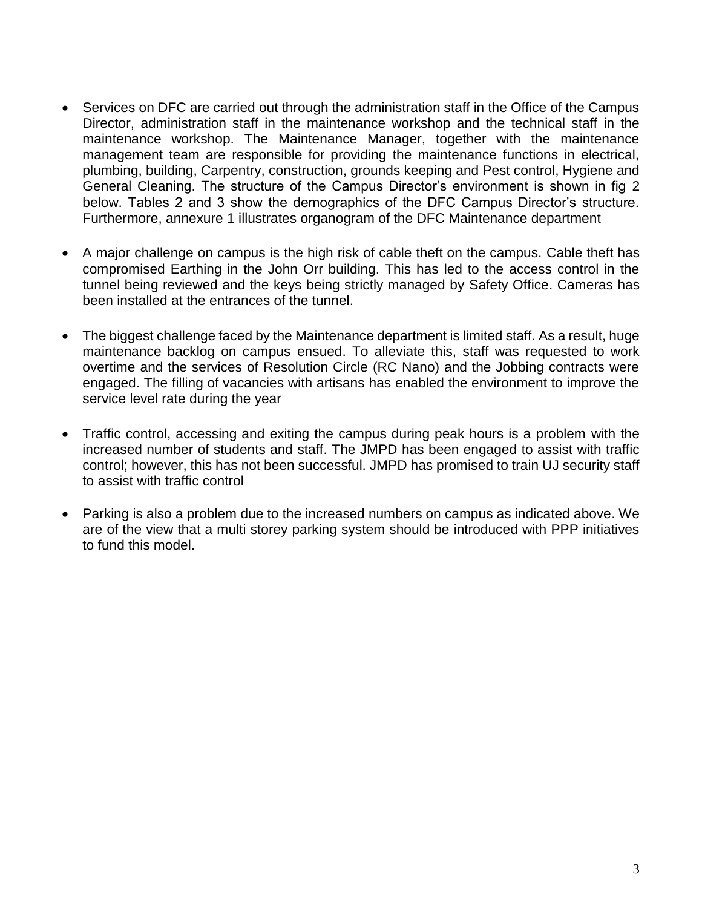- Services on DFC are carried out through the administration staff in the Office of the Campus Director, administration staff in the maintenance workshop and the technical staff in the maintenance workshop. The Maintenance Manager, together with the maintenance management team are responsible for providing the maintenance functions in electrical, plumbing, building, Carpentry, construction, grounds keeping and Pest control, Hygiene and General Cleaning. The structure of the Campus Director's environment is shown in fig 2 below. Tables 2 and 3 show the demographics of the DFC Campus Director's structure. Furthermore, annexure 1 illustrates organogram of the DFC Maintenance department

- A major challenge on campus is the high risk of cable theft on the campus. Cable theft has compromised Earthing in the John Orr building. This has led to the access control in the tunnel being reviewed and the keys being strictly managed by Safety Office. Cameras has been installed at the entrances of the tunnel.

- The biggest challenge faced by the Maintenance department is limited staff. As a result, huge maintenance backlog on campus ensued. To alleviate this, staff was requested to work overtime and the services of Resolution Circle (RC Nano) and the Jobbing contracts were engaged. The filling of vacancies with artisans has enabled the environment to improve the service level rate during the year

- Traffic control, accessing and exiting the campus during peak hours is a problem with the increased number of students and staff. The JMPD has been engaged to assist with traffic control; however, this has not been successful. JMPD has promised to train UJ security staff to assist with traffic control

- Parking is also a problem due to the increased numbers on campus as indicated above. We are of the view that a multi storey parking system should be introduced with PPP initiatives to fund this model.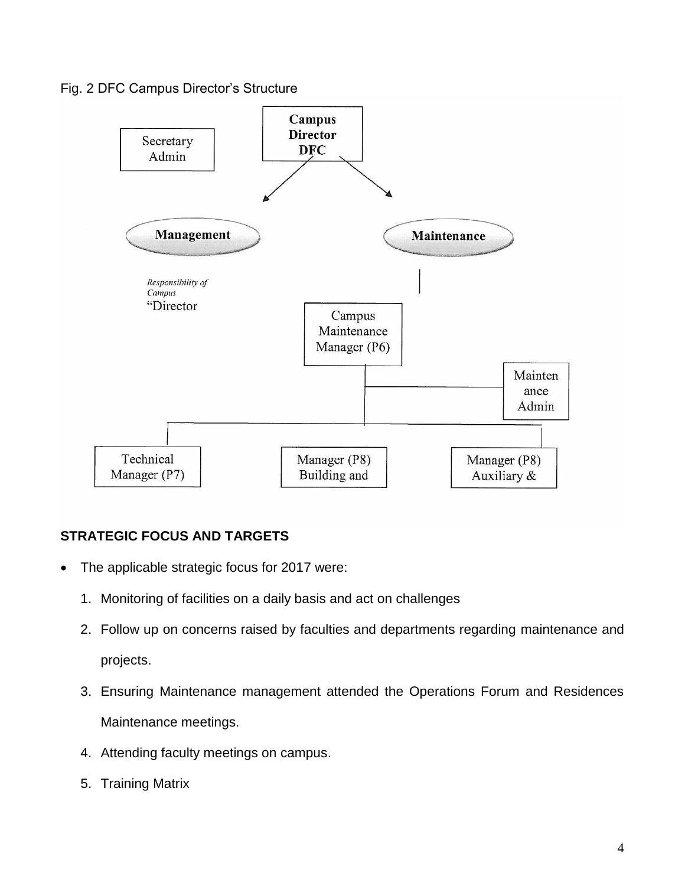Fig. 2 DFC Campus Director's Structure

Campus Director DFC

Secretary Admin

Management

*Responsibility of Campus* "Director

Maintenance

Campus Maintenance Manager (P6)

Maintenance Admin

Technical Manager (P7)

Manager (P8) Building and

Manager (P8) Auxiliary &

## STRATEGIC FOCUS AND TARGETS

- The applicable strategic focus for 2017 were:
    1. Monitoring of facilities on a daily basis and act on challenges
    2. Follow up on concerns raised by faculties and departments regarding maintenance and projects.
    3. Ensuring Maintenance management attended the Operations Forum and Residences Maintenance meetings.
    4. Attending faculty meetings on campus.
    5. Training Matrix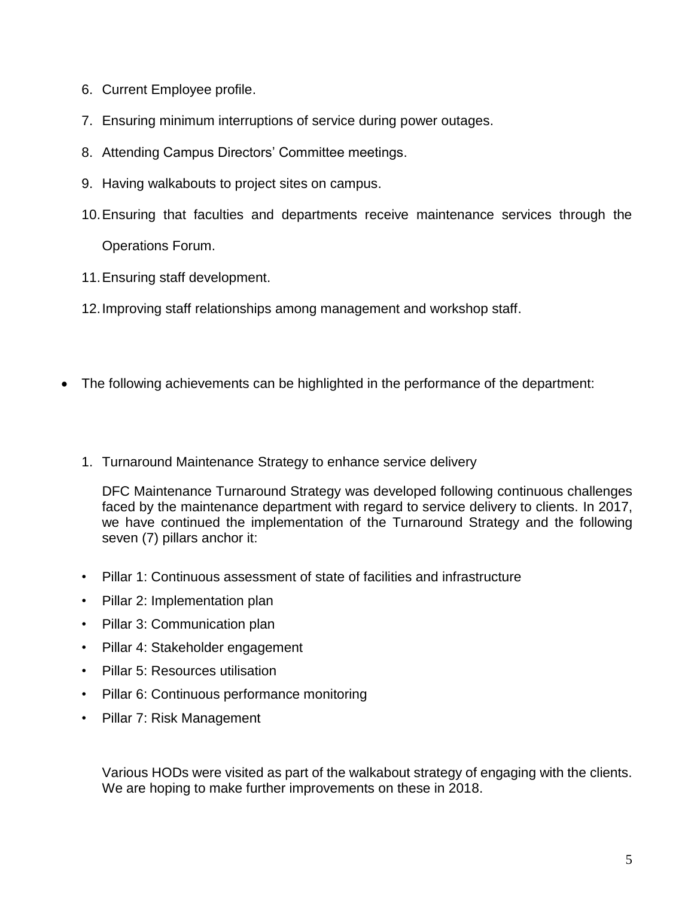6. Current Employee profile.
7. Ensuring minimum interruptions of service during power outages.
8. Attending Campus Directors' Committee meetings.
9. Having walkabouts to project sites on campus.
10. Ensuring that faculties and departments receive maintenance services through the Operations Forum.
11. Ensuring staff development.
12. Improving staff relationships among management and workshop staff.

- The following achievements can be highlighted in the performance of the department:

1. Turnaround Maintenance Strategy to enhance service delivery

   DFC Maintenance Turnaround Strategy was developed following continuous challenges faced by the maintenance department with regard to service delivery to clients. In 2017, we have continued the implementation of the Turnaround Strategy and the following seven (7) pillars anchor it:

   - Pillar 1: Continuous assessment of state of facilities and infrastructure
   - Pillar 2: Implementation plan
   - Pillar 3: Communication plan
   - Pillar 4: Stakeholder engagement
   - Pillar 5: Resources utilisation
   - Pillar 6: Continuous performance monitoring
   - Pillar 7: Risk Management

   Various HODs were visited as part of the walkabout strategy of engaging with the clients. We are hoping to make further improvements on these in 2018.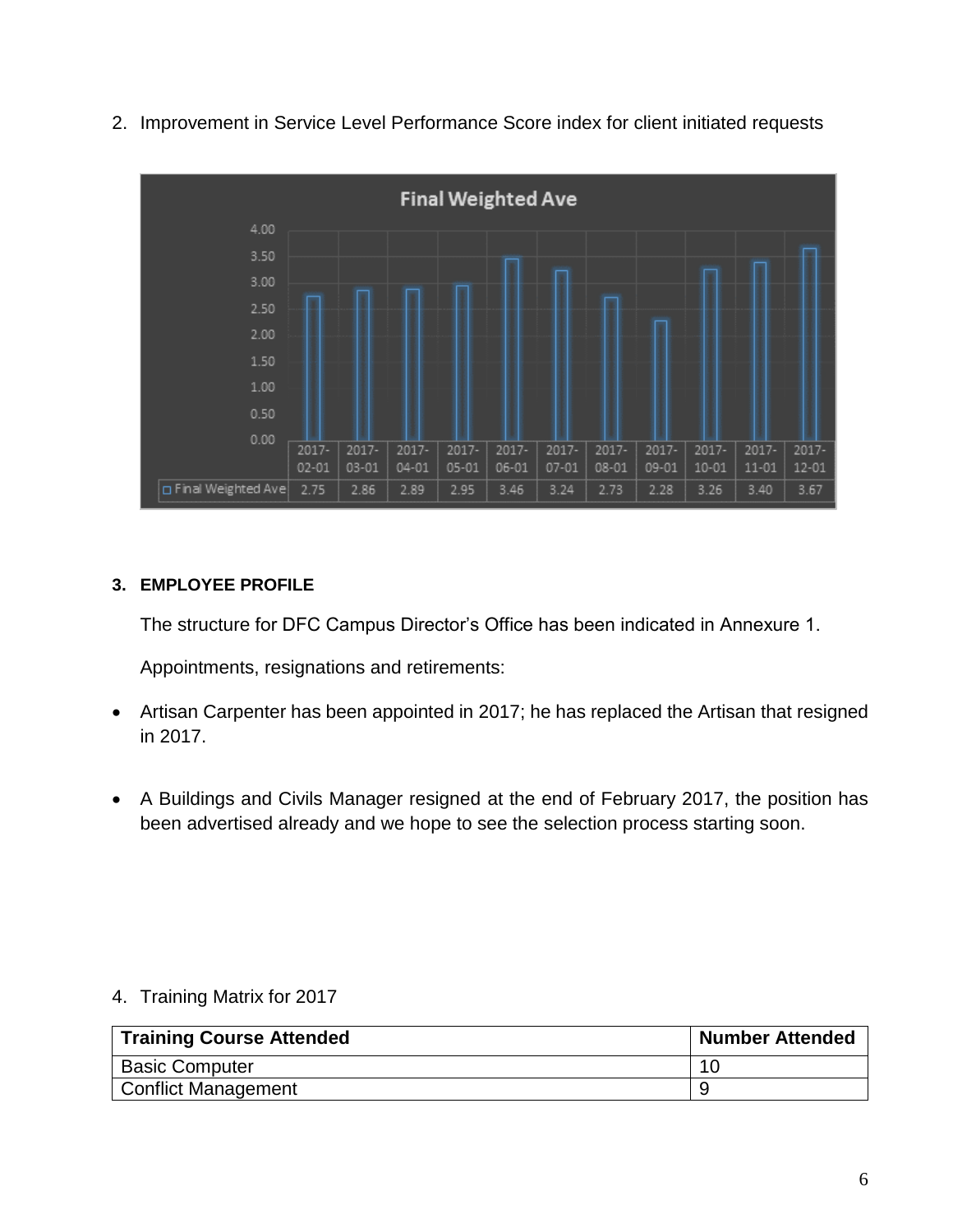2. Improvement in Service Level Performance Score index for client initiated requests

**Final Weighted Ave**

| | 2017-02-01 | 2017-03-01 | 2017-04-01 | 2017-05-01 | 2017-06-01 | 2017-07-01 | 2017-08-01 | 2017-09-01 | 2017-10-01 | 2017-11-01 | 2017-12-01 |
|---|---|---|---|---|---|---|---|---|---|---|---|
| Final Weighted Ave | 2.75 | 2.86 | 2.89 | 2.95 | 3.46 | 3.24 | 2.73 | 2.28 | 3.26 | 3.40 | 3.67 |

**3. EMPLOYEE PROFILE**

The structure for DFC Campus Director's Office has been indicated in Annexure 1.

Appointments, resignations and retirements:

- Artisan Carpenter has been appointed in 2017; he has replaced the Artisan that resigned in 2017.

- A Buildings and Civils Manager resigned at the end of February 2017, the position has been advertised already and we hope to see the selection process starting soon.

4. Training Matrix for 2017

| Training Course Attended | Number Attended |
|---|---|
| Basic Computer | 10 |
| Conflict Management | 9 |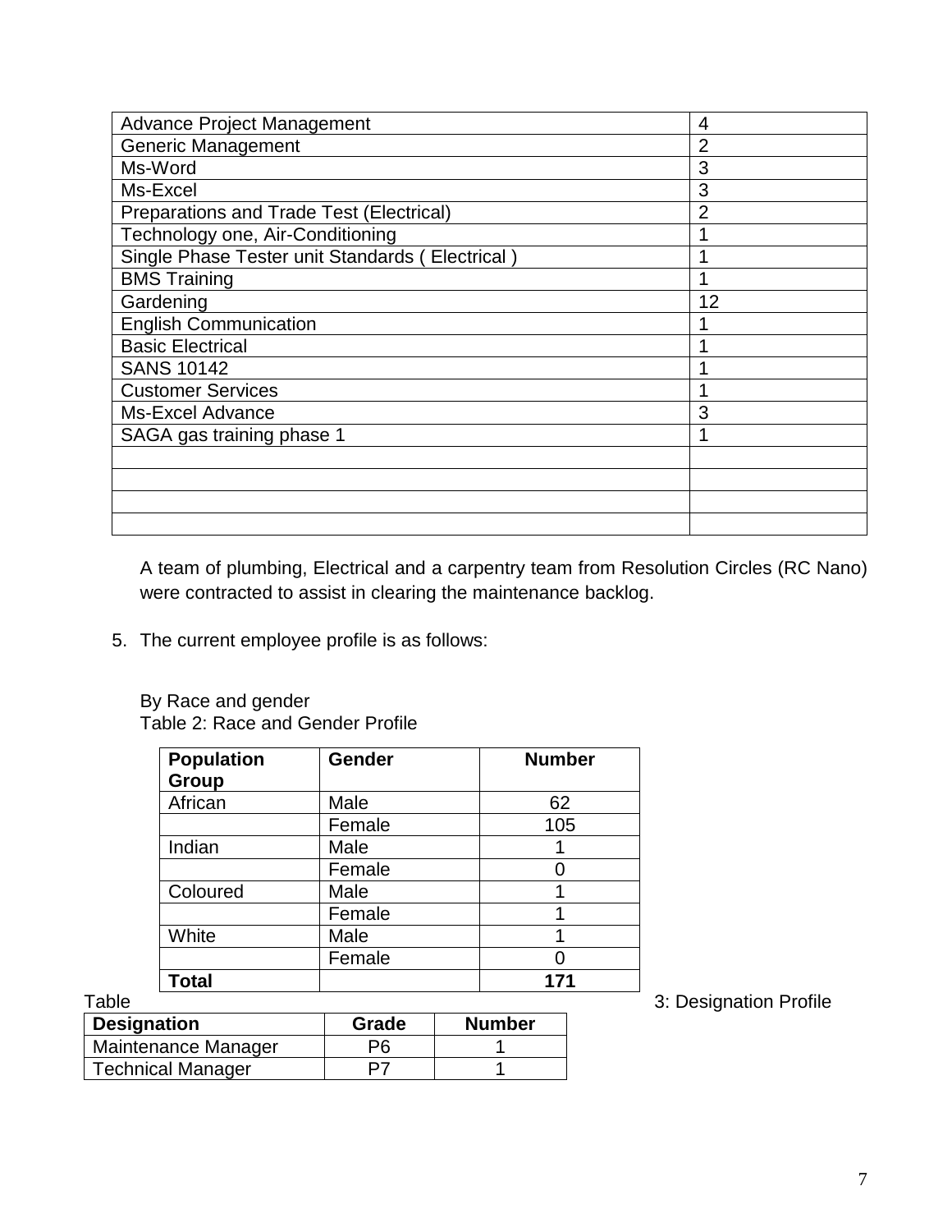| Advance Project Management | 4 |
|---|---|
| Generic Management | 2 |
| Ms-Word | 3 |
| Ms-Excel | 3 |
| Preparations and Trade Test (Electrical) | 2 |
| Technology one, Air-Conditioning | 1 |
| Single Phase Tester unit Standards ( Electrical ) | 1 |
| BMS Training | 1 |
| Gardening | 12 |
| English Communication | 1 |
| Basic Electrical | 1 |
| SANS 10142 | 1 |
| Customer Services | 1 |
| Ms-Excel Advance | 3 |
| SAGA gas training phase 1 | 1 |
| | |
| | |
| | |
| | |

A team of plumbing, Electrical and a carpentry team from Resolution Circles (RC Nano) were contracted to assist in clearing the maintenance backlog.

5. The current employee profile is as follows:

By Race and gender

Table 2: Race and Gender Profile

| Population Group | Gender | Number |
|---|---|---|
| African | Male | 62 |
| | Female | 105 |
| Indian | Male | 1 |
| | Female | 0 |
| Coloured | Male | 1 |
| | Female | 1 |
| White | Male | 1 |
| | Female | 0 |
| **Total** | | **171** |

Table 3: Designation Profile

| Designation | Grade | Number |
|---|---|---|
| Maintenance Manager | P6 | 1 |
| Technical Manager | P7 | 1 |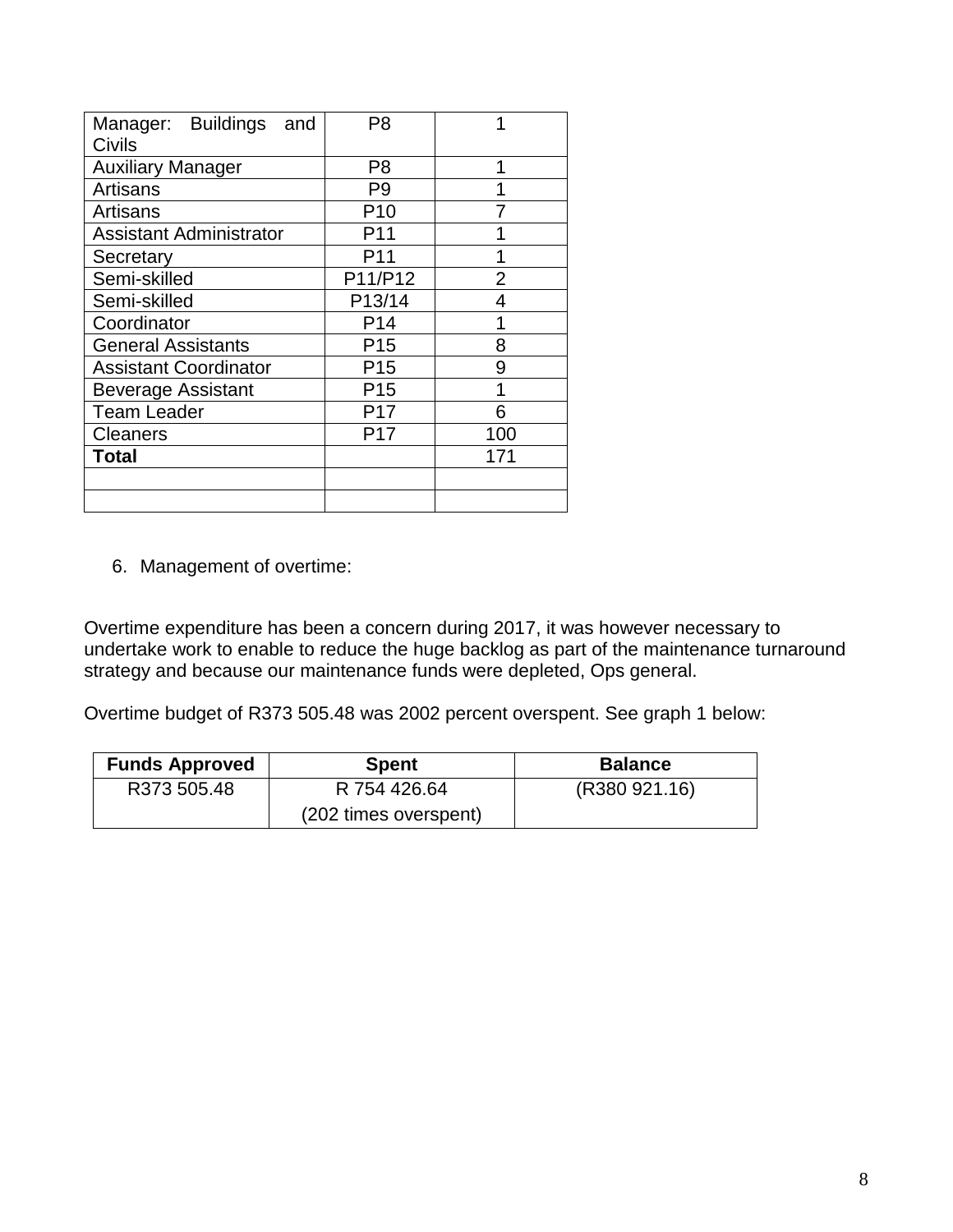| Manager: Buildings and Civils | P8 | 1 |
|---|---|---|
| Auxiliary Manager | P8 | 1 |
| Artisans | P9 | 1 |
| Artisans | P10 | 7 |
| Assistant Administrator | P11 | 1 |
| Secretary | P11 | 1 |
| Semi-skilled | P11/P12 | 2 |
| Semi-skilled | P13/14 | 4 |
| Coordinator | P14 | 1 |
| General Assistants | P15 | 8 |
| Assistant Coordinator | P15 | 9 |
| Beverage Assistant | P15 | 1 |
| Team Leader | P17 | 6 |
| Cleaners | P17 | 100 |
| **Total** | | 171 |
| | | |
| | | |

6. Management of overtime:

Overtime expenditure has been a concern during 2017, it was however necessary to undertake work to enable to reduce the huge backlog as part of the maintenance turnaround strategy and because our maintenance funds were depleted, Ops general.

Overtime budget of R373 505.48 was 2002 percent overspent. See graph 1 below:

| Funds Approved | Spent | Balance |
|---|---|---|
| R373 505.48 | R 754 426.64 (202 times overspent) | (R380 921.16) |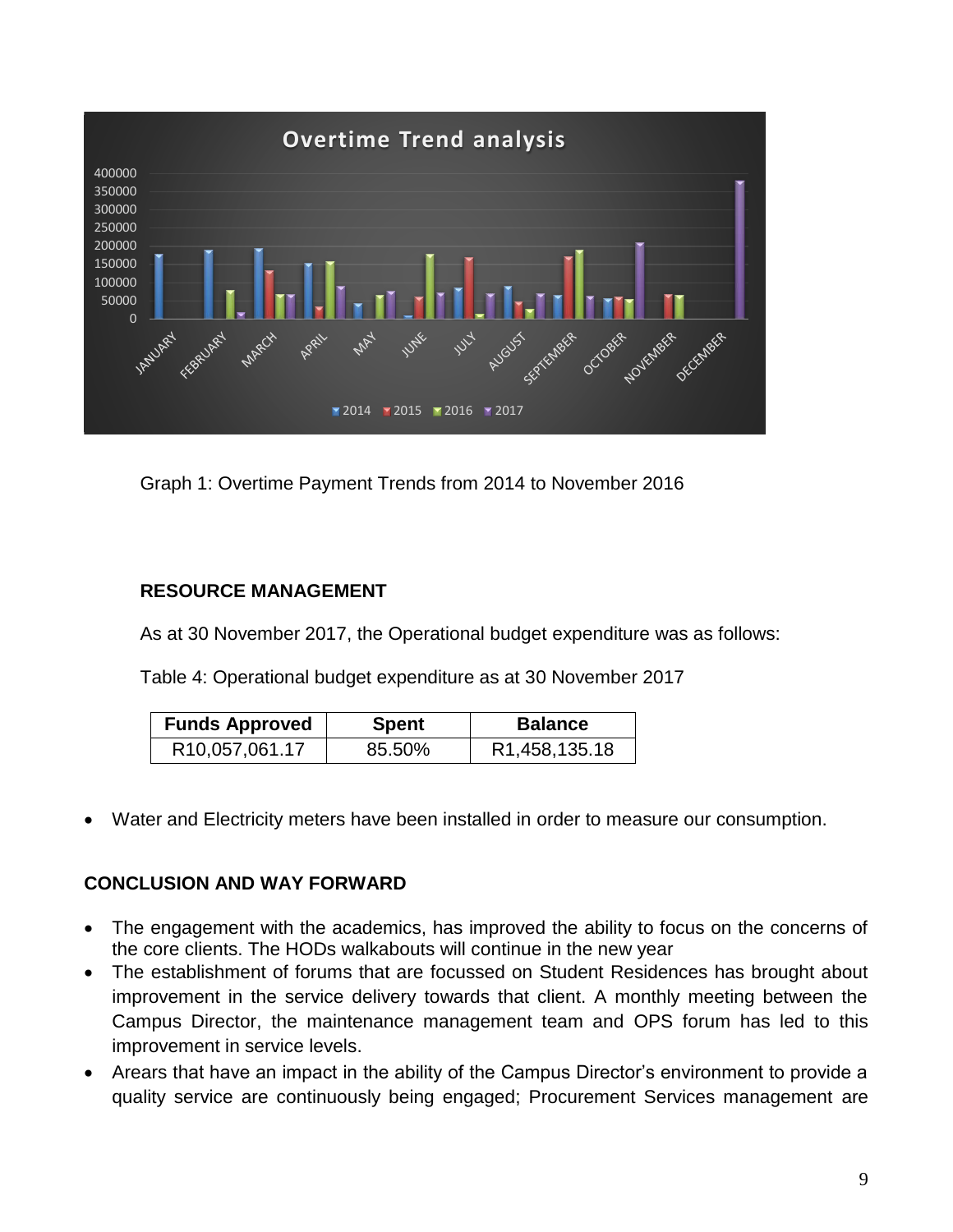Graph 1: Overtime Payment Trends from 2014 to November 2016

## RESOURCE MANAGEMENT

As at 30 November 2017, the Operational budget expenditure was as follows:

Table 4: Operational budget expenditure as at 30 November 2017

| Funds Approved | Spent | Balance |
|---|---|---|
| R10,057,061.17 | 85.50% | R1,458,135.18 |

- Water and Electricity meters have been installed in order to measure our consumption.

## CONCLUSION AND WAY FORWARD

- The engagement with the academics, has improved the ability to focus on the concerns of the core clients. The HODs walkabouts will continue in the new year
- The establishment of forums that are focussed on Student Residences has brought about improvement in the service delivery towards that client. A monthly meeting between the Campus Director, the maintenance management team and OPS forum has led to this improvement in service levels.
- Arears that have an impact in the ability of the Campus Director's environment to provide a quality service are continuously being engaged; Procurement Services management are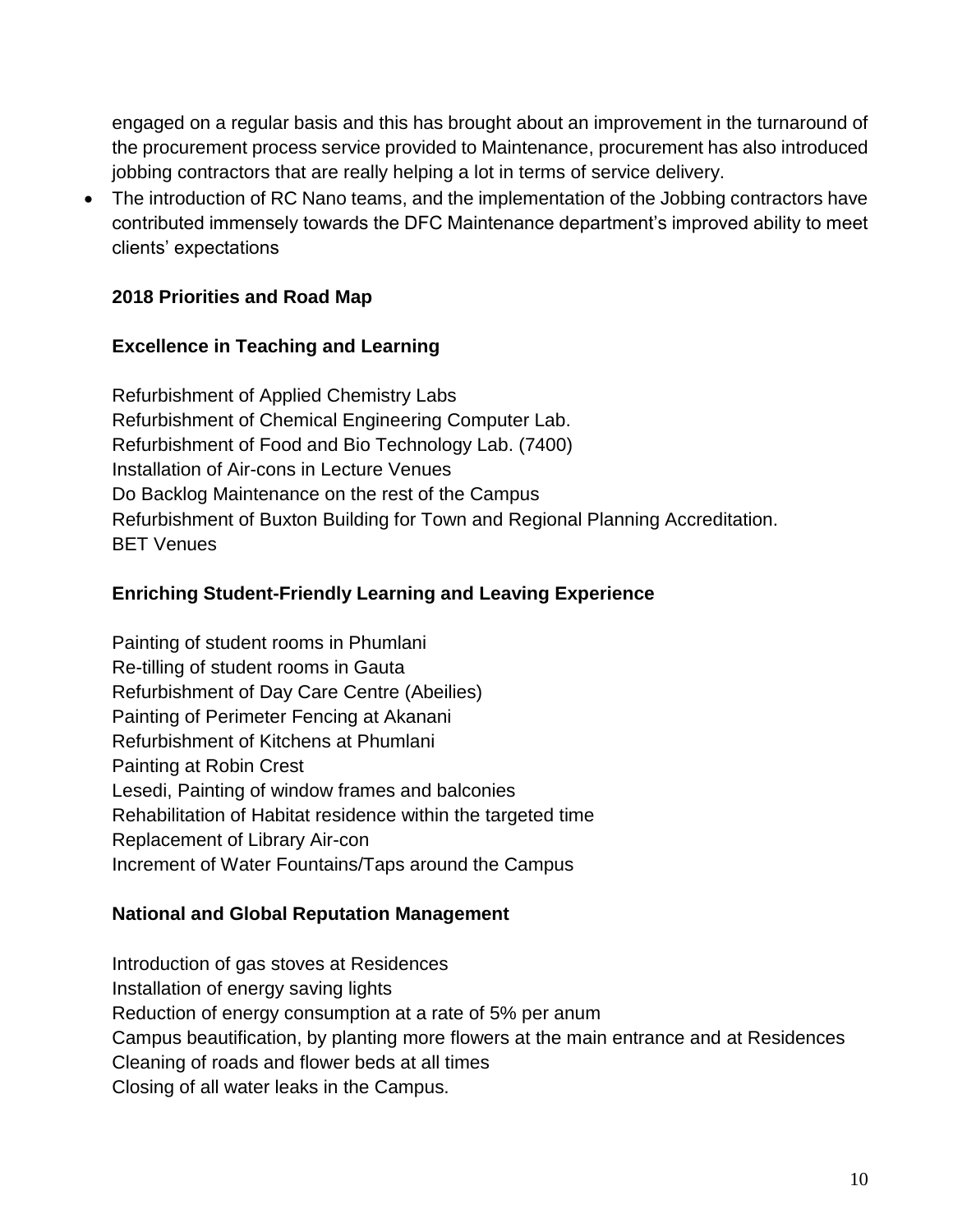engaged on a regular basis and this has brought about an improvement in the turnaround of the procurement process service provided to Maintenance, procurement has also introduced jobbing contractors that are really helping a lot in terms of service delivery.

- The introduction of RC Nano teams, and the implementation of the Jobbing contractors have contributed immensely towards the DFC Maintenance department's improved ability to meet clients' expectations

**2018 Priorities and Road Map**

**Excellence in Teaching and Learning**

Refurbishment of Applied Chemistry Labs
Refurbishment of Chemical Engineering Computer Lab.
Refurbishment of Food and Bio Technology Lab. (7400)
Installation of Air-cons in Lecture Venues
Do Backlog Maintenance on the rest of the Campus
Refurbishment of Buxton Building for Town and Regional Planning Accreditation.
BET Venues

**Enriching Student-Friendly Learning and Leaving Experience**

Painting of student rooms in Phumlani
Re-tilling of student rooms in Gauta
Refurbishment of Day Care Centre (Abeilies)
Painting of Perimeter Fencing at Akanani
Refurbishment of Kitchens at Phumlani
Painting at Robin Crest
Lesedi, Painting of window frames and balconies
Rehabilitation of Habitat residence within the targeted time
Replacement of Library Air-con
Increment of Water Fountains/Taps around the Campus

**National and Global Reputation Management**

Introduction of gas stoves at Residences
Installation of energy saving lights
Reduction of energy consumption at a rate of 5% per anum
Campus beautification, by planting more flowers at the main entrance and at Residences
Cleaning of roads and flower beds at all times
Closing of all water leaks in the Campus.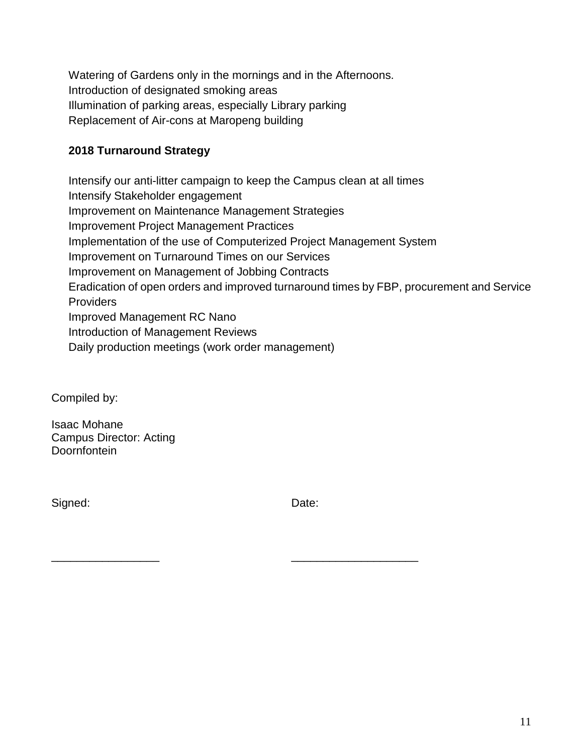Watering of Gardens only in the mornings and in the Afternoons.
Introduction of designated smoking areas
Illumination of parking areas, especially Library parking
Replacement of Air-cons at Maropeng building

**2018 Turnaround Strategy**

Intensify our anti-litter campaign to keep the Campus clean at all times
Intensify Stakeholder engagement
Improvement on Maintenance Management Strategies
Improvement Project Management Practices
Implementation of the use of Computerized Project Management System
Improvement on Turnaround Times on our Services
Improvement on Management of Jobbing Contracts
Eradication of open orders and improved turnaround times by FBP, procurement and Service Providers
Improved Management RC Nano
Introduction of Management Reviews
Daily production meetings (work order management)

Compiled by:

Isaac Mohane
Campus Director: Acting
Doornfontein

Signed: \_\_\_\_\_\_\_\_\_\_\_\_\_\_\_\_\_

Date: \_\_\_\_\_\_\_\_\_\_\_\_\_\_\_\_\_\_\_\_